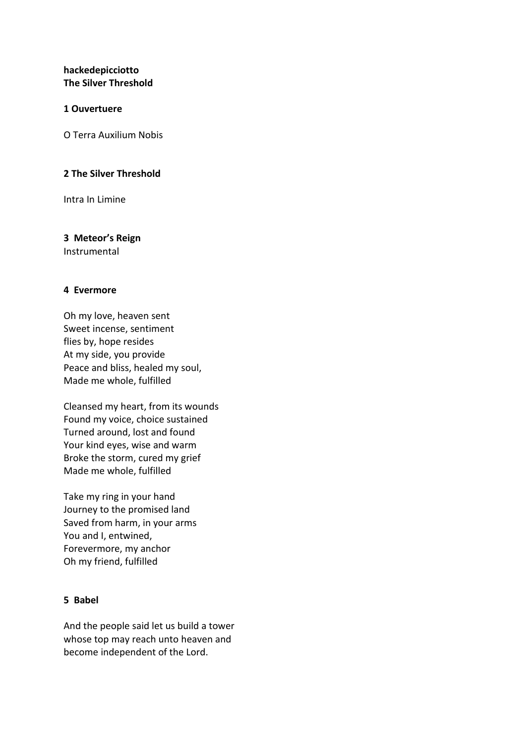**hackedepicciotto**
**The Silver Threshold**

### 1 Ouvertuere

O Terra Auxilium Nobis

### 2 The Silver Threshold

Intra In Limine

### 3 Meteor’s Reign

Instrumental

### 4 Evermore

Oh my love, heaven sent
Sweet incense, sentiment
flies by, hope resides
At my side, you provide
Peace and bliss, healed my soul,
Made me whole, fulfilled

Cleansed my heart, from its wounds
Found my voice, choice sustained
Turned around, lost and found
Your kind eyes, wise and warm
Broke the storm, cured my grief
Made me whole, fulfilled

Take my ring in your hand
Journey to the promised land
Saved from harm, in your arms
You and I, entwined,
Forevermore, my anchor
Oh my friend, fulfilled

### 5 Babel

And the people said let us build a tower
whose top may reach unto heaven and
become independent of the Lord.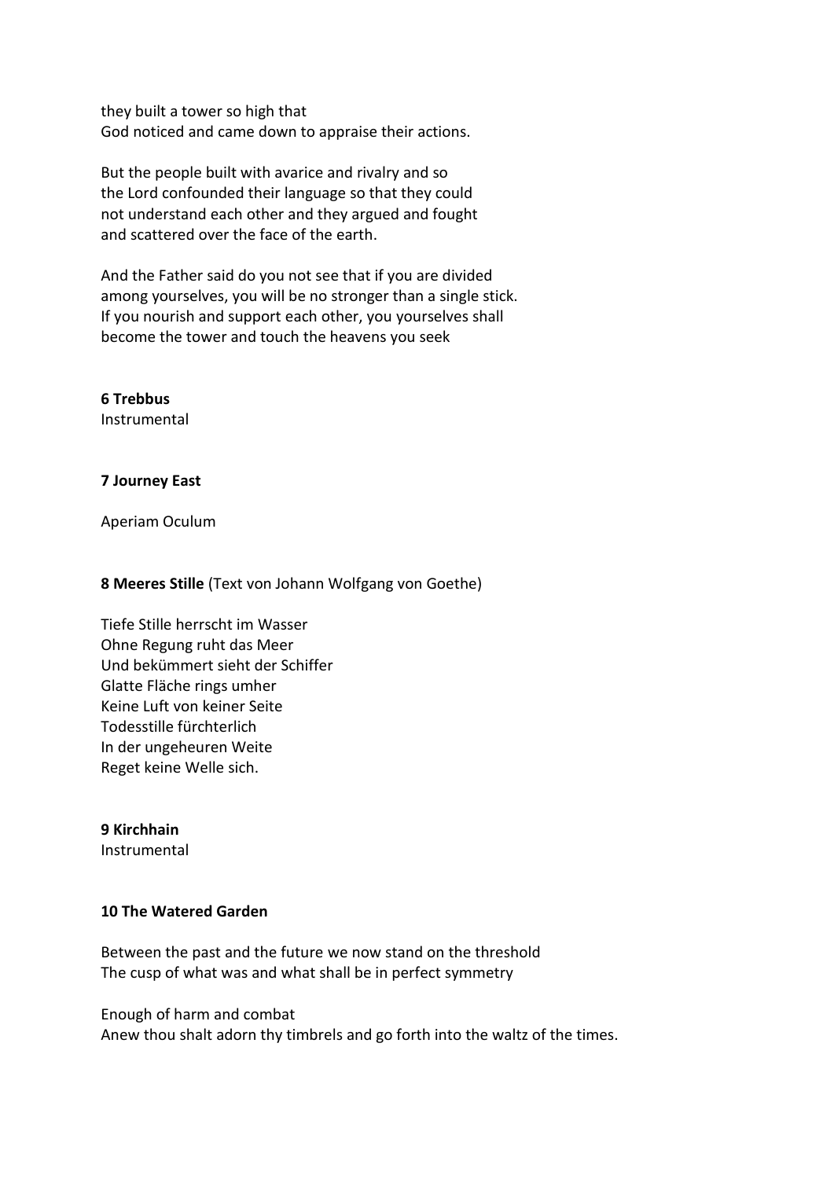they built a tower so high that
God noticed and came down to appraise their actions.

But the people built with avarice and rivalry and so
the Lord confounded their language so that they could
not understand each other and they argued and fought
and scattered over the face of the earth.

And the Father said do you not see that if you are divided
among yourselves, you will be no stronger than a single stick.
If you nourish and support each other, you yourselves shall
become the tower and touch the heavens you seek

**6 Trebbus**
Instrumental

**7 Journey East**

Aperiam Oculum

**8 Meeres Stille** (Text von Johann Wolfgang von Goethe)

Tiefe Stille herrscht im Wasser
Ohne Regung ruht das Meer
Und bekümmert sieht der Schiffer
Glatte Fläche rings umher
Keine Luft von keiner Seite
Todesstille fürchterlich
In der ungeheuren Weite
Reget keine Welle sich.

**9 Kirchhain**
Instrumental

**10 The Watered Garden**

Between the past and the future we now stand on the threshold
The cusp of what was and what shall be in perfect symmetry

Enough of harm and combat
Anew thou shalt adorn thy timbrels and go forth into the waltz of the times.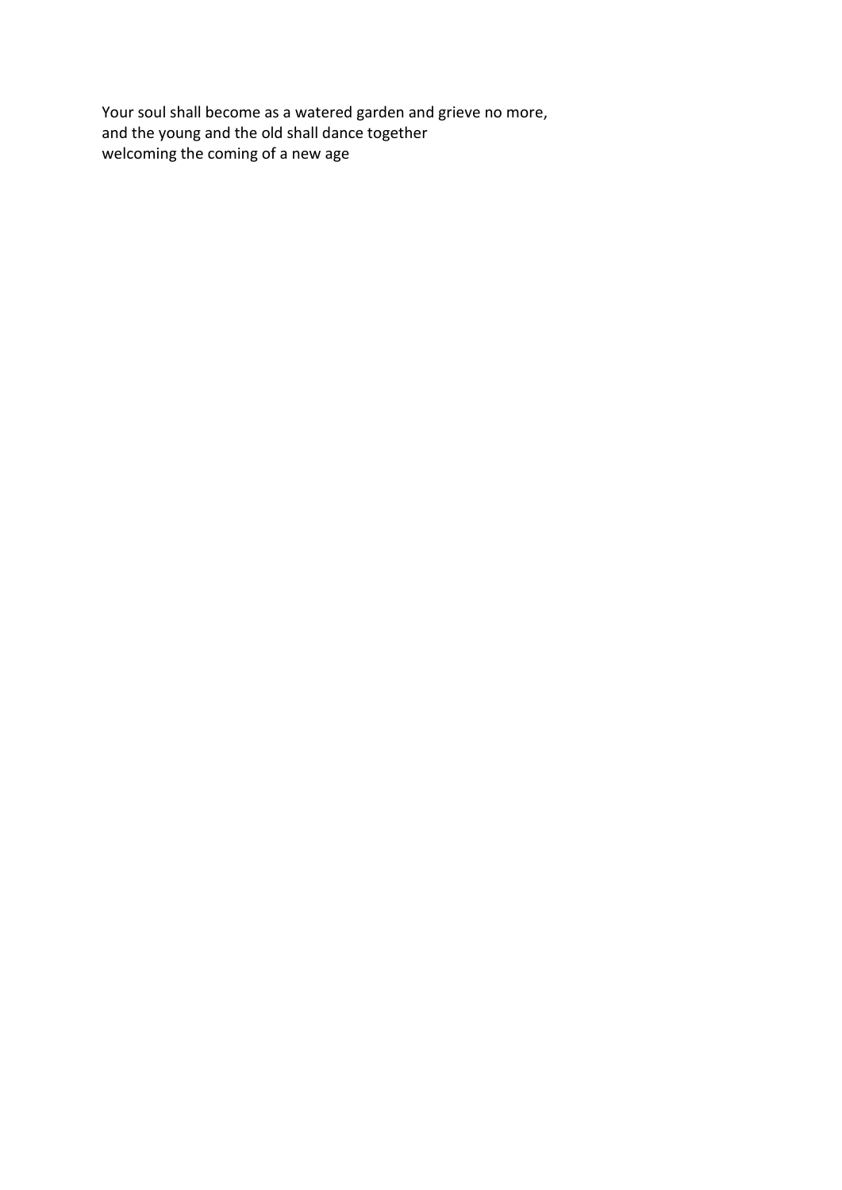Your soul shall become as a watered garden and grieve no more,  
and the young and the old shall dance together  
welcoming the coming of a new age